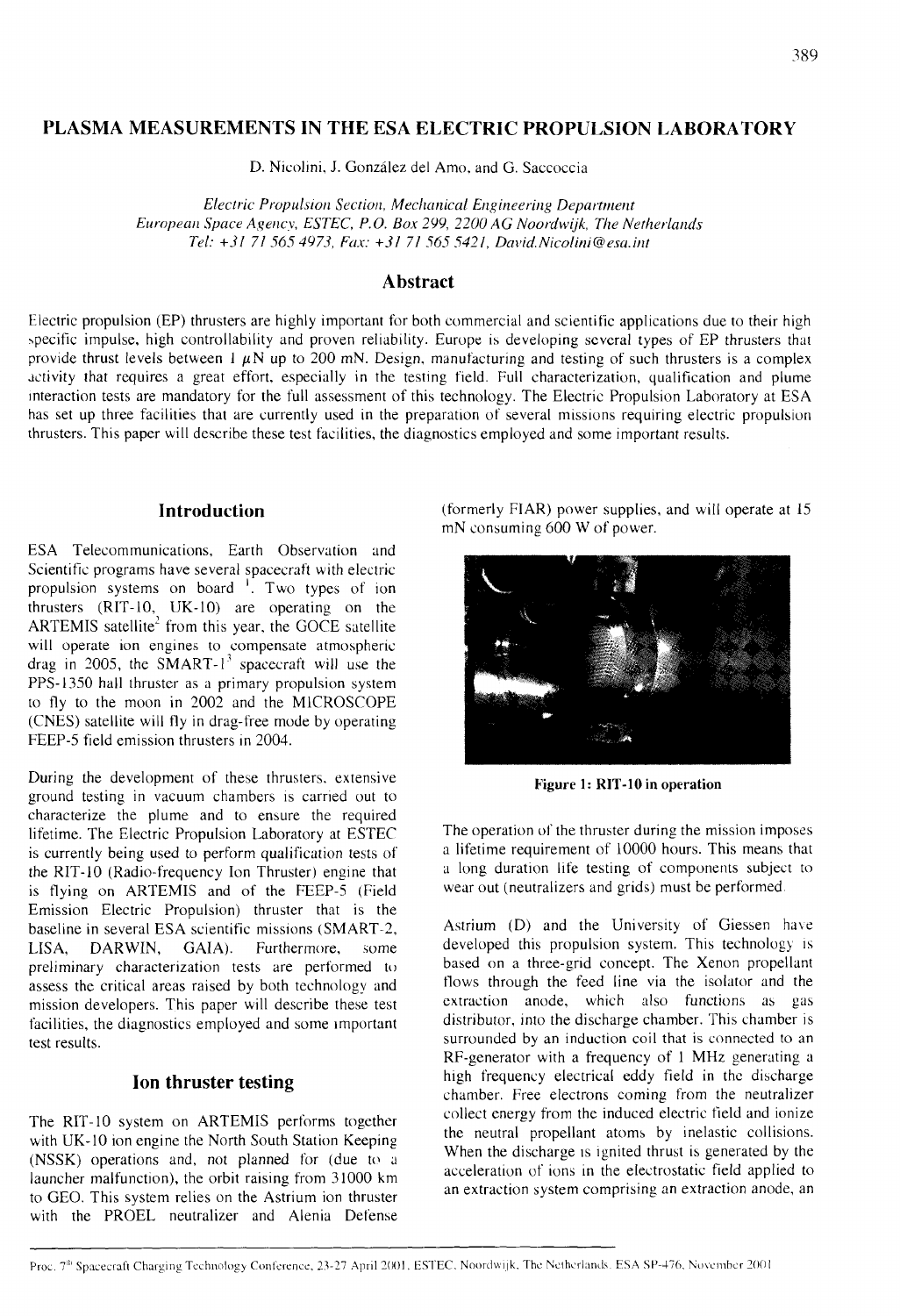# PLASMA MEASUREMENTS IN THE ESA ELECTRIC PROPULSION LABORATORY

D. Nicolini, J. González del Amo, and G. Saccoccia

*Electric Propulsion Section, Mechanical Engineering Department*
*European Space Agency, ESTEC, P.O. Box 299, 2200 AG Noordwijk, The Netherlands*
*Tel: +31 71 565 4973, Fax: +31 71 565 5421, David.Nicolini@esa.int*

## Abstract

Electric propulsion (EP) thrusters are highly important for both commercial and scientific applications due to their high specific impulse, high controllability and proven reliability. Europe is developing several types of EP thrusters that provide thrust levels between 1 $\mu$N up to 200 mN. Design, manufacturing and testing of such thrusters is a complex activity that requires a great effort, especially in the testing field. Full characterization, qualification and plume interaction tests are mandatory for the full assessment of this technology. The Electric Propulsion Laboratory at ESA has set up three facilities that are currently used in the preparation of several missions requiring electric propulsion thrusters. This paper will describe these test facilities, the diagnostics employed and some important results.

## Introduction

ESA Telecommunications, Earth Observation and Scientific programs have several spacecraft with electric propulsion systems on board [1]. Two types of ion thrusters (RIT-10, UK-10) are operating on the ARTEMIS satellite[2] from this year, the GOCE satellite will operate ion engines to compensate atmospheric drag in 2005, the SMART-1[3] spacecraft will use the PPS-1350 hall thruster as a primary propulsion system to fly to the moon in 2002 and the MICROSCOPE (CNES) satellite will fly in drag-free mode by operating FEEP-5 field emission thrusters in 2004.

During the development of these thrusters, extensive ground testing in vacuum chambers is carried out to characterize the plume and to ensure the required lifetime. The Electric Propulsion Laboratory at ESTEC is currently being used to perform qualification tests of the RIT-10 (Radio-frequency Ion Thruster) engine that is flying on ARTEMIS and of the FEEP-5 (Field Emission Electric Propulsion) thruster that is the baseline in several ESA scientific missions (SMART-2, LISA, DARWIN, GAIA). Furthermore, some preliminary characterization tests are performed to assess the critical areas raised by both technology and mission developers. This paper will describe these test facilities, the diagnostics employed and some important test results.

## Ion thruster testing

The RIT-10 system on ARTEMIS performs together with UK-10 ion engine the North South Station Keeping (NSSK) operations and, not planned for (due to a launcher malfunction), the orbit raising from 31000 km to GEO. This system relies on the Astrium ion thruster with the PROEL neutralizer and Alenia Defense (formerly FIAR) power supplies, and will operate at 15 mN consuming 600 W of power.

**Figure 1: RIT-10 in operation**

The operation of the thruster during the mission imposes a lifetime requirement of 10000 hours. This means that a long duration life testing of components subject to wear out (neutralizers and grids) must be performed.

Astrium (D) and the University of Giessen have developed this propulsion system. This technology is based on a three-grid concept. The Xenon propellant flows through the feed line via the isolator and the extraction anode, which also functions as gas distributor, into the discharge chamber. This chamber is surrounded by an induction coil that is connected to an RF-generator with a frequency of 1 MHz generating a high frequency electrical eddy field in the discharge chamber. Free electrons coming from the neutralizer collect energy from the induced electric field and ionize the neutral propellant atoms by inelastic collisions. When the discharge is ignited thrust is generated by the acceleration of ions in the electrostatic field applied to an extraction system comprising an extraction anode, an

Proc. 7th Spacecraft Charging Technology Conference, 23-27 April 2001, ESTEC, Noordwijk, The Netherlands. ESA SP-476, November 2001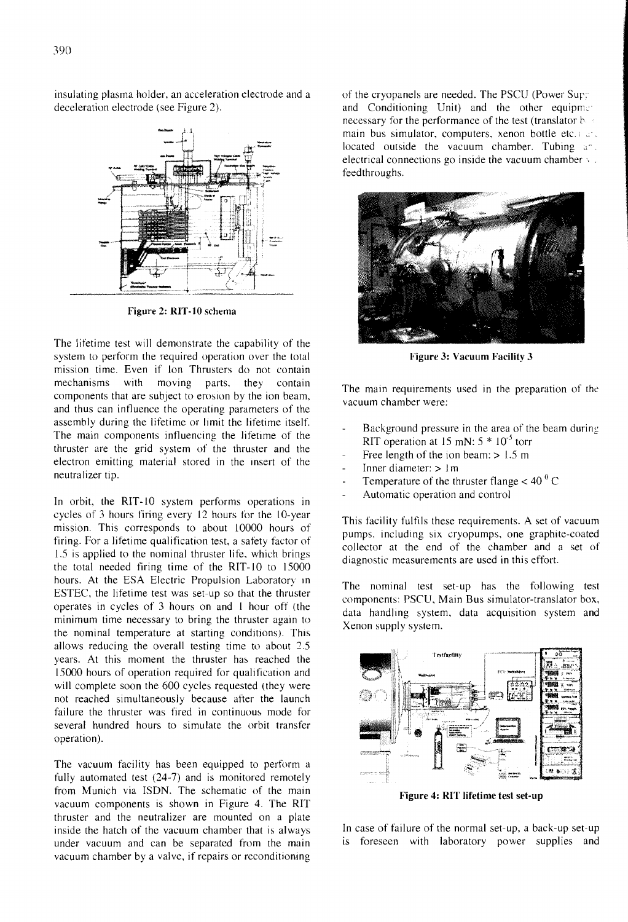insulating plasma holder, an acceleration electrode and a deceleration electrode (see Figure 2).

Figure 2: RIT-10 schema

The lifetime test will demonstrate the capability of the system to perform the required operation over the total mission time. Even if Ion Thrusters do not contain mechanisms with moving parts, they contain components that are subject to erosion by the ion beam, and thus can influence the operating parameters of the assembly during the lifetime or limit the lifetime itself. The main components influencing the lifetime of the thruster are the grid system of the thruster and the electron emitting material stored in the insert of the neutralizer tip.

In orbit, the RIT-10 system performs operations in cycles of 3 hours firing every 12 hours for the 10-year mission. This corresponds to about 10000 hours of firing. For a lifetime qualification test, a safety factor of 1.5 is applied to the nominal thruster life, which brings the total needed firing time of the RIT-10 to 15000 hours. At the ESA Electric Propulsion Laboratory in ESTEC, the lifetime test was set-up so that the thruster operates in cycles of 3 hours on and 1 hour off (the minimum time necessary to bring the thruster again to the nominal temperature at starting conditions). This allows reducing the overall testing time to about 2.5 years. At this moment the thruster has reached the 15000 hours of operation required for qualification and will complete soon the 600 cycles requested (they were not reached simultaneously because after the launch failure the thruster was fired in continuous mode for several hundred hours to simulate the orbit transfer operation).

The vacuum facility has been equipped to perform a fully automated test (24-7) and is monitored remotely from Munich via ISDN. The schematic of the main vacuum components is shown in Figure 4. The RIT thruster and the neutralizer are mounted on a plate inside the hatch of the vacuum chamber that is always under vacuum and can be separated from the main vacuum chamber by a valve, if repairs or reconditioning of the cryopanels are needed. The PSCU (Power Supply and Conditioning Unit) and the other equipment necessary for the performance of the test (translator box, main bus simulator, computers, xenon bottle etc.) are located outside the vacuum chamber. Tubing and electrical connections go inside the vacuum chamber via feedthroughs.

Figure 3: Vacuum Facility 3

The main requirements used in the preparation of the vacuum chamber were:

- Background pressure in the area of the beam during RIT operation at 15 mN: $5 * 10^{-5}$ torr
- Free length of the ion beam: > 1.5 m
- Inner diameter: > 1m
- Temperature of the thruster flange < 40 $^{0}$ C
- Automatic operation and control

This facility fulfils these requirements. A set of vacuum pumps, including six cryopumps, one graphite-coated collector at the end of the chamber and a set of diagnostic measurements are used in this effort.

The nominal test set-up has the following test components: PSCU, Main Bus simulator-translator box, data handling system, data acquisition system and Xenon supply system.

Figure 4: RIT lifetime test set-up

In case of failure of the normal set-up, a back-up set-up is foreseen with laboratory power supplies and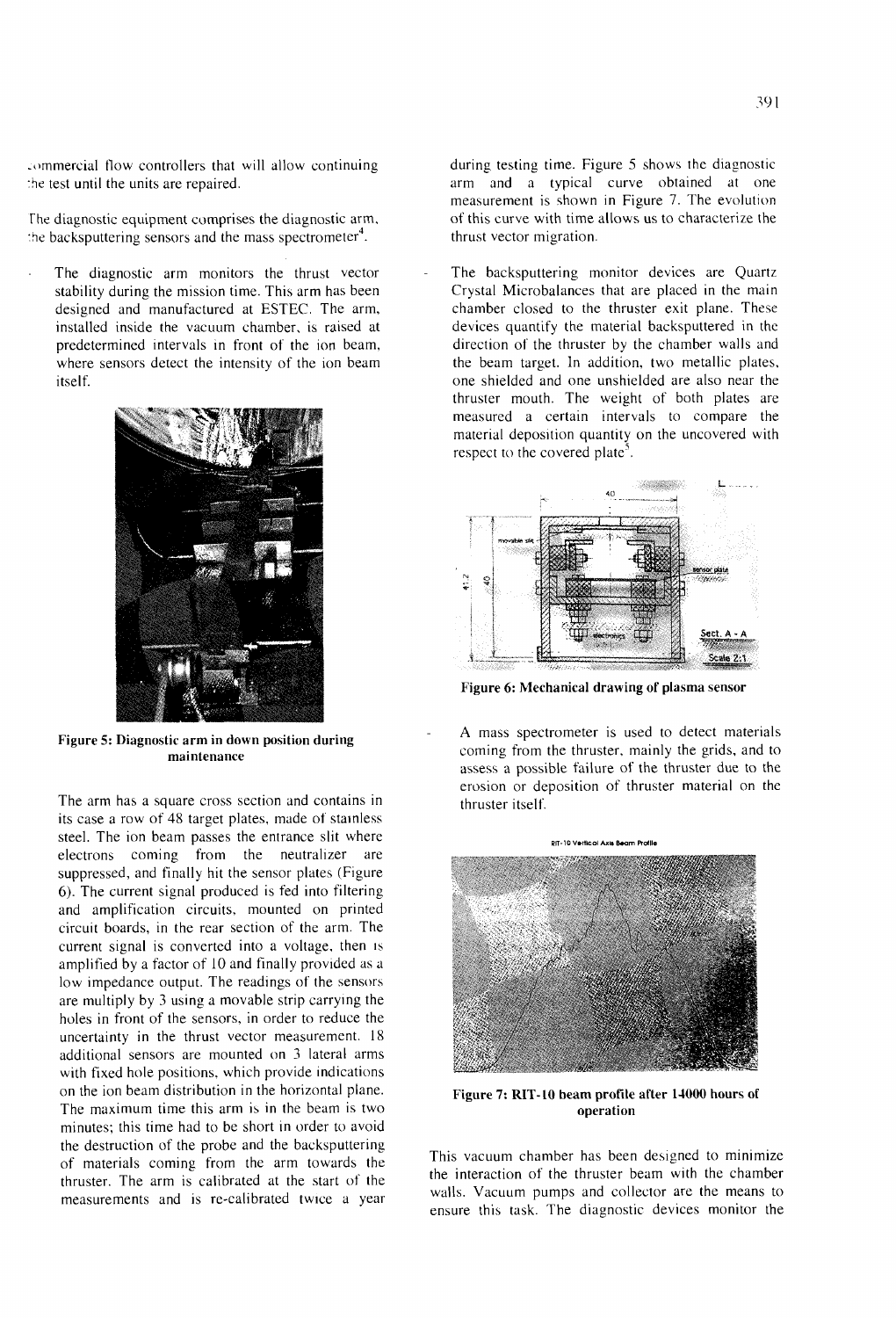commercial flow controllers that will allow continuing the test until the units are repaired.

The diagnostic equipment comprises the diagnostic arm, the backsputtering sensors and the mass spectrometer[4].

- The diagnostic arm monitors the thrust vector stability during the mission time. This arm has been designed and manufactured at ESTEC. The arm, installed inside the vacuum chamber, is raised at predetermined intervals in front of the ion beam, where sensors detect the intensity of the ion beam itself.

Figure 5: Diagnostic arm in down position during maintenance

The arm has a square cross section and contains in its case a row of 48 target plates, made of stainless steel. The ion beam passes the entrance slit where electrons coming from the neutralizer are suppressed, and finally hit the sensor plates (Figure 6). The current signal produced is fed into filtering and amplification circuits, mounted on printed circuit boards, in the rear section of the arm. The current signal is converted into a voltage, then is amplified by a factor of 10 and finally provided as a low impedance output. The readings of the sensors are multiply by 3 using a movable strip carrying the holes in front of the sensors, in order to reduce the uncertainty in the thrust vector measurement. 18 additional sensors are mounted on 3 lateral arms with fixed hole positions, which provide indications on the ion beam distribution in the horizontal plane. The maximum time this arm is in the beam is two minutes; this time had to be short in order to avoid the destruction of the probe and the backsputtering of materials coming from the arm towards the thruster. The arm is calibrated at the start of the measurements and is re-calibrated twice a year during testing time. Figure 5 shows the diagnostic arm and a typical curve obtained at one measurement is shown in Figure 7. The evolution of this curve with time allows us to characterize the thrust vector migration.

- The backsputtering monitor devices are Quartz Crystal Microbalances that are placed in the main chamber closed to the thruster exit plane. These devices quantify the material backsputtered in the direction of the thruster by the chamber walls and the beam target. In addition, two metallic plates, one shielded and one unshielded are also near the thruster mouth. The weight of both plates are measured a certain intervals to compare the material deposition quantity on the uncovered with respect to the covered plate[5].

Figure 6: Mechanical drawing of plasma sensor

- A mass spectrometer is used to detect materials coming from the thruster, mainly the grids, and to assess a possible failure of the thruster due to the erosion or deposition of thruster material on the thruster itself.

Figure 7: RIT-10 beam profile after 14000 hours of operation

This vacuum chamber has been designed to minimize the interaction of the thruster beam with the chamber walls. Vacuum pumps and collector are the means to ensure this task. The diagnostic devices monitor the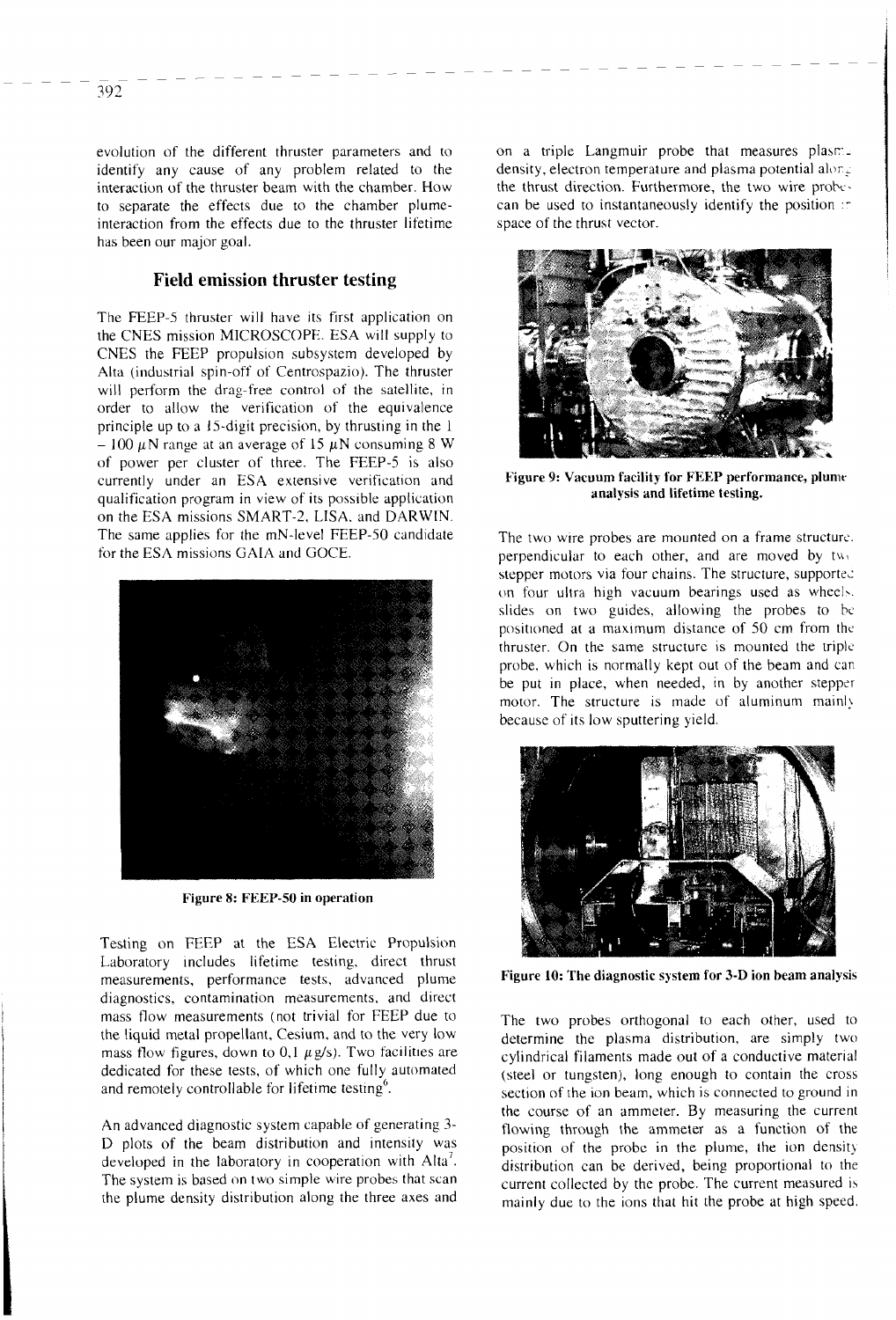evolution of the different thruster parameters and to identify any cause of any problem related to the interaction of the thruster beam with the chamber. How to separate the effects due to the chamber plume-interaction from the effects due to the thruster lifetime has been our major goal.

## Field emission thruster testing

The FEEP-5 thruster will have its first application on the CNES mission MICROSCOPE. ESA will supply to CNES the FEEP propulsion subsystem developed by Alta (industrial spin-off of Centrospazio). The thruster will perform the drag-free control of the satellite, in order to allow the verification of the equivalence principle up to a 15-digit precision, by thrusting in the 1 – 100 $\mu$N range at an average of 15 $\mu$N consuming 8 W of power per cluster of three. The FEEP-5 is also currently under an ESA extensive verification and qualification program in view of its possible application on the ESA missions SMART-2, LISA, and DARWIN. The same applies for the mN-level FEEP-50 candidate for the ESA missions GAIA and GOCE.

**Figure 8: FEEP-50 in operation**

Testing on FEEP at the ESA Electric Propulsion Laboratory includes lifetime testing, direct thrust measurements, performance tests, advanced plume diagnostics, contamination measurements, and direct mass flow measurements (not trivial for FEEP due to the liquid metal propellant, Cesium, and to the very low mass flow figures, down to 0,1 $\mu$g/s). Two facilities are dedicated for these tests, of which one fully automated and remotely controllable for lifetime testing[6].

An advanced diagnostic system capable of generating 3-D plots of the beam distribution and intensity was developed in the laboratory in cooperation with Alta[7]. The system is based on two simple wire probes that scan the plume density distribution along the three axes and on a triple Langmuir probe that measures plasma density, electron temperature and plasma potential along the thrust direction. Furthermore, the two wire probes can be used to instantaneously identify the position in space of the thrust vector.

**Figure 9: Vacuum facility for FEEP performance, plume analysis and lifetime testing.**

The two wire probes are mounted on a frame structure, perpendicular to each other, and are moved by two stepper motors via four chains. The structure, supported on four ultra high vacuum bearings used as wheels, slides on two guides, allowing the probes to be positioned at a maximum distance of 50 cm from the thruster. On the same structure is mounted the triple probe, which is normally kept out of the beam and can be put in place, when needed, in by another stepper motor. The structure is made of aluminum mainly because of its low sputtering yield.

**Figure 10: The diagnostic system for 3-D ion beam analysis**

The two probes orthogonal to each other, used to determine the plasma distribution, are simply two cylindrical filaments made out of a conductive material (steel or tungsten), long enough to contain the cross section of the ion beam, which is connected to ground in the course of an ammeter. By measuring the current flowing through the ammeter as a function of the position of the probe in the plume, the ion density distribution can be derived, being proportional to the current collected by the probe. The current measured is mainly due to the ions that hit the probe at high speed.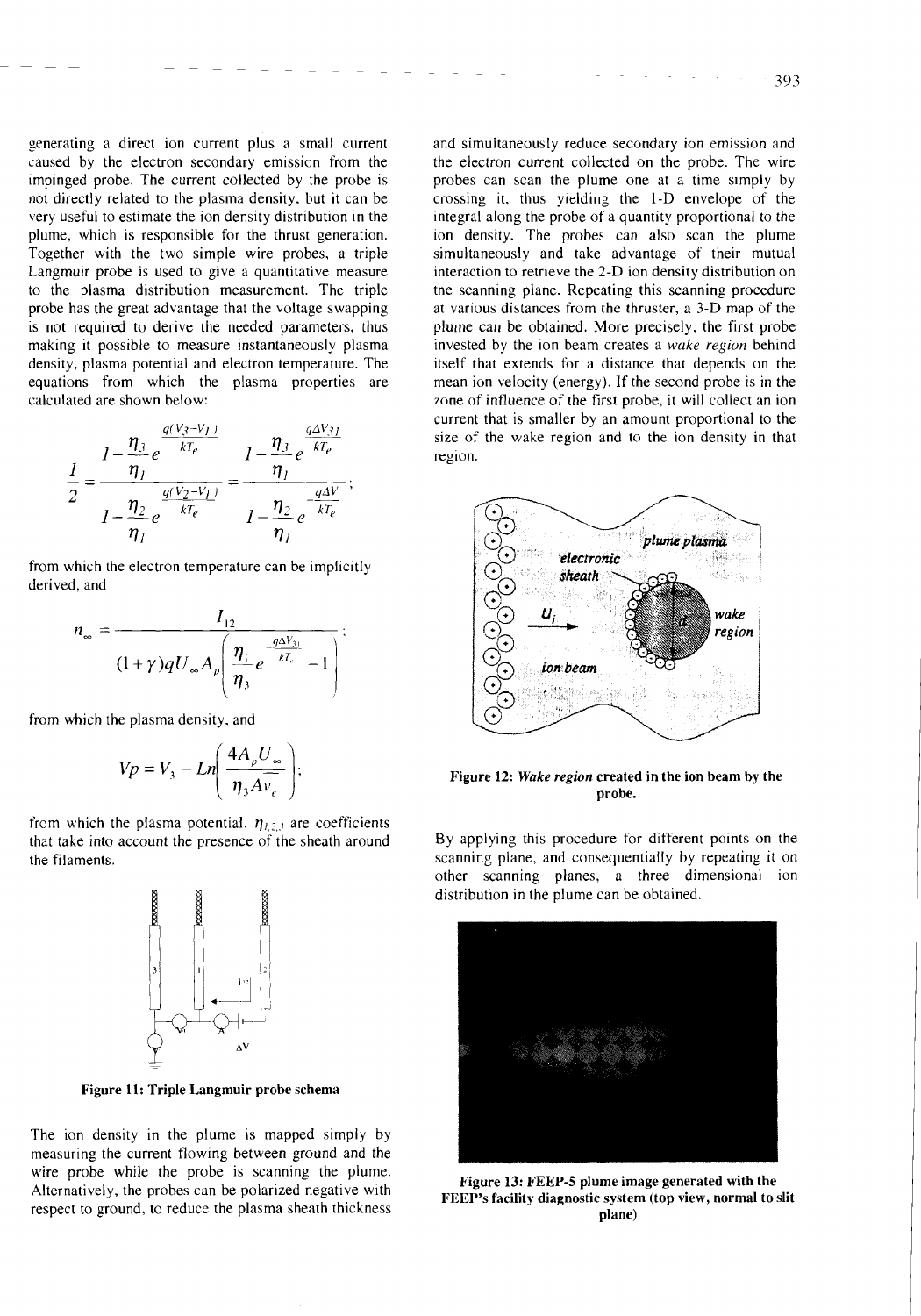generating a direct ion current plus a small current caused by the electron secondary emission from the impinged probe. The current collected by the probe is not directly related to the plasma density, but it can be very useful to estimate the ion density distribution in the plume, which is responsible for the thrust generation. Together with the two simple wire probes, a triple Langmuir probe is used to give a quantitative measure to the plasma distribution measurement. The triple probe has the great advantage that the voltage swapping is not required to derive the needed parameters, thus making it possible to measure instantaneously plasma density, plasma potential and electron temperature. The equations from which the plasma properties are calculated are shown below:

$$\frac{1}{2} = \frac{1 - \frac{\eta_3}{\eta_1} e^{\frac{q(V_3 - V_1)}{kT_e}}}{1 - \frac{\eta_2}{\eta_1} e^{\frac{q(V_2 - V_1)}{kT_e}}} = \frac{1 - \frac{\eta_3}{\eta_1} e^{\frac{q\Delta V_{31}}{kT_e}}}{1 - \frac{\eta_2}{\eta_1} e^{-\frac{q\Delta V}{kT_e}}};$$

from which the electron temperature can be implicitly derived, and

$$n_\infty = \frac{I_{12}}{(1+\gamma) q U_\infty A_p \left( \frac{\eta_1}{\eta_3} e^{-\frac{q\Delta V_{31}}{kT_e}} - 1 \right)};$$

from which the plasma density, and

$$Vp = V_3 - Ln\left( \frac{4 A_p U_\infty}{\eta_3 A v_e} \right);$$

from which the plasma potential. $\eta_{1,2,3}$ are coefficients that take into account the presence of the sheath around the filaments.

Figure 11: Triple Langmuir probe schema

The ion density in the plume is mapped simply by measuring the current flowing between ground and the wire probe while the probe is scanning the plume. Alternatively, the probes can be polarized negative with respect to ground, to reduce the plasma sheath thickness and simultaneously reduce secondary ion emission and the electron current collected on the probe. The wire probes can scan the plume one at a time simply by crossing it, thus yielding the 1-D envelope of the integral along the probe of a quantity proportional to the ion density. The probes can also scan the plume simultaneously and take advantage of their mutual interaction to retrieve the 2-D ion density distribution on the scanning plane. Repeating this scanning procedure at various distances from the thruster, a 3-D map of the plume can be obtained. More precisely, the first probe invested by the ion beam creates a *wake region* behind itself that extends for a distance that depends on the mean ion velocity (energy). If the second probe is in the zone of influence of the first probe, it will collect an ion current that is smaller by an amount proportional to the size of the wake region and to the ion density in that region.

**Figure 12: *Wake region* created in the ion beam by the probe.**

By applying this procedure for different points on the scanning plane, and consequentially by repeating it on other scanning planes, a three dimensional ion distribution in the plume can be obtained.

**Figure 13: FEEP-5 plume image generated with the FEEP's facility diagnostic system (top view, normal to slit plane)**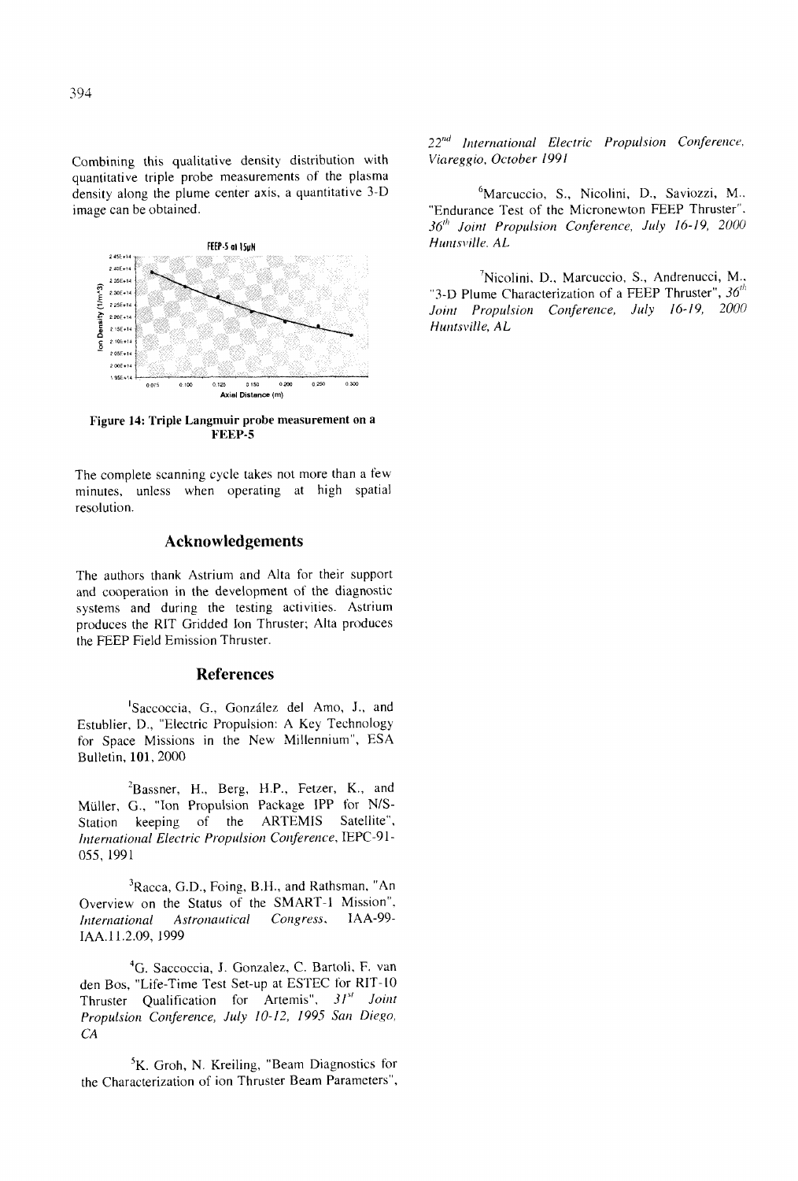Combining this qualitative density distribution with quantitative triple probe measurements of the plasma density along the plume center axis, a quantitative 3-D image can be obtained.

FEEP-5 at 15µN

Ion Density (1/m^3)

2.45E+14
2.40E+14
2.35E+14
2.30E+14
2.25E+14
2.20E+14
2.15E+14
2.10E+14
2.05E+14
2.00E+14
1.95E+14

Axial Distance (m)

0.075 0.100 0.125 0.150 0.200 0.250 0.300

**Figure 14: Triple Langmuir probe measurement on a FEEP-5**

The complete scanning cycle takes not more than a few minutes, unless when operating at high spatial resolution.

## Acknowledgements

The authors thank Astrium and Alta for their support and cooperation in the development of the diagnostic systems and during the testing activities. Astrium produces the RIT Gridded Ion Thruster; Alta produces the FEEP Field Emission Thruster.

## References

[1]Saccoccia, G., González del Amo, J., and Estublier, D., "Electric Propulsion: A Key Technology for Space Missions in the New Millennium", ESA Bulletin, **101**, 2000

[2]Bassner, H., Berg, H.P., Fetzer, K., and Müller, G., "Ion Propulsion Package IPP for N/S-Station keeping of the ARTEMIS Satellite", *International Electric Propulsion Conference*, IEPC-91-055, 1991

[3]Racca, G.D., Foing, B.H., and Rathsman, "An Overview on the Status of the SMART-1 Mission", *International Astronautical Congress*, IAA-99-IAA.11.2.09, 1999

[4]G. Saccoccia, J. Gonzalez, C. Bartoli, F. van den Bos, "Life-Time Test Set-up at ESTEC for RIT-10 Thruster Qualification for Artemis", *31st Joint Propulsion Conference, July 10-12, 1995 San Diego, CA*

[5]K. Groh, N. Kreiling, "Beam Diagnostics for the Characterization of ion Thruster Beam Parameters", *22nd International Electric Propulsion Conference, Viareggio, October 1991*

[6]Marcuccio, S., Nicolini, D., Saviozzi, M., "Endurance Test of the Micronewton FEEP Thruster", *36th Joint Propulsion Conference, July 16-19, 2000 Huntsville, AL*

[7]Nicolini, D., Marcuccio, S., Andrenucci, M., "3-D Plume Characterization of a FEEP Thruster", *36th Joint Propulsion Conference, July 16-19, 2000 Huntsville, AL*